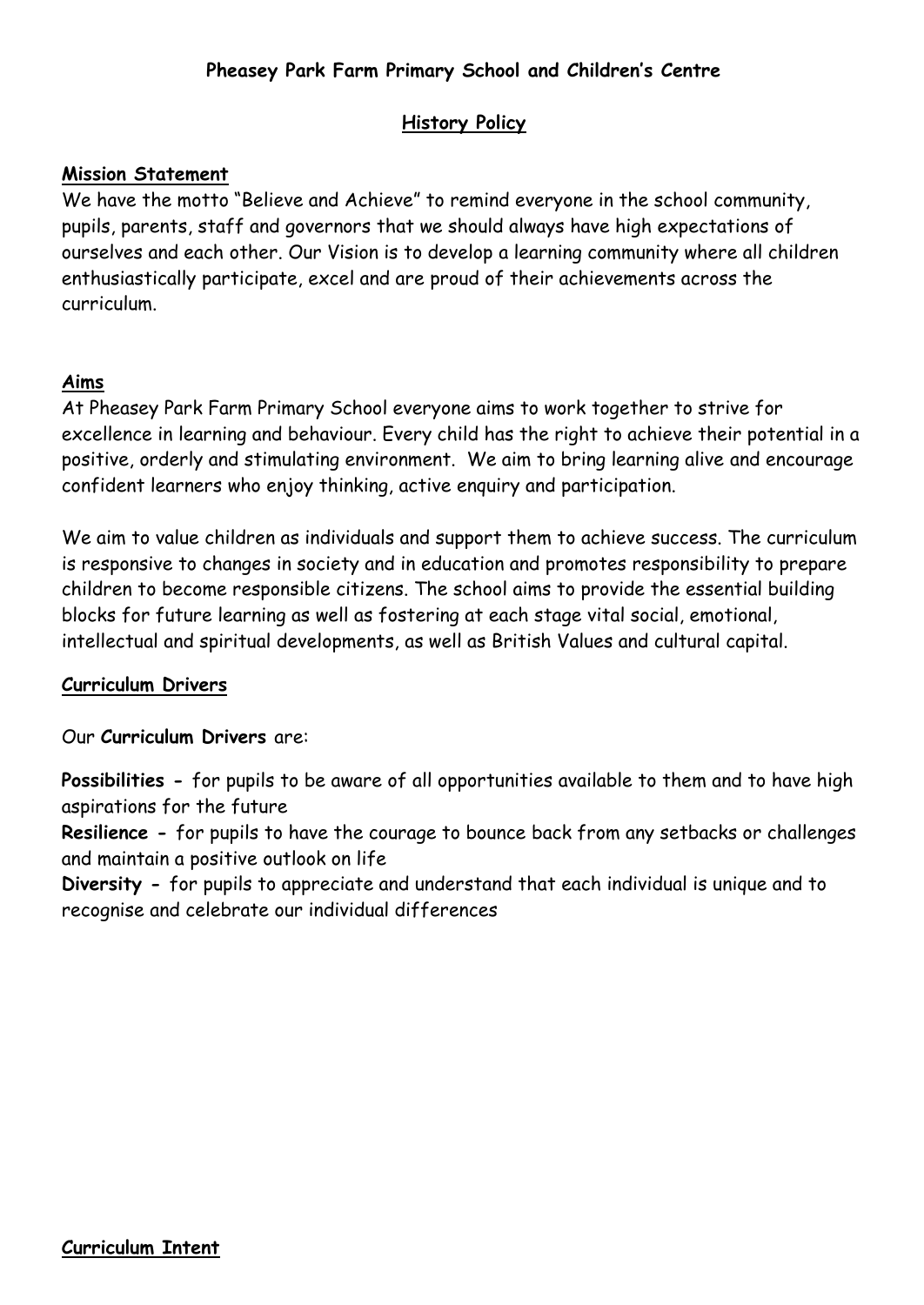# Pheasey Park Farm Primary School and Children's Centre

## History Policy

### Mission Statement

We have the motto "Believe and Achieve" to remind everyone in the school community, pupils, parents, staff and governors that we should always have high expectations of ourselves and each other. Our Vision is to develop a learning community where all children enthusiastically participate, excel and are proud of their achievements across the curriculum.

### Aims

At Pheasey Park Farm Primary School everyone aims to work together to strive for excellence in learning and behaviour. Every child has the right to achieve their potential in a positive, orderly and stimulating environment. We aim to bring learning alive and encourage confident learners who enjoy thinking, active enquiry and participation.

We aim to value children as individuals and support them to achieve success. The curriculum is responsive to changes in society and in education and promotes responsibility to prepare children to become responsible citizens. The school aims to provide the essential building blocks for future learning as well as fostering at each stage vital social, emotional, intellectual and spiritual developments, as well as British Values and cultural capital.

### Curriculum Drivers

Our **Curriculum Drivers** are:

**Possibilities -** for pupils to be aware of all opportunities available to them and to have high aspirations for the future

**Resilience -** for pupils to have the courage to bounce back from any setbacks or challenges and maintain a positive outlook on life

**Diversity -** for pupils to appreciate and understand that each individual is unique and to recognise and celebrate our individual differences

### Curriculum Intent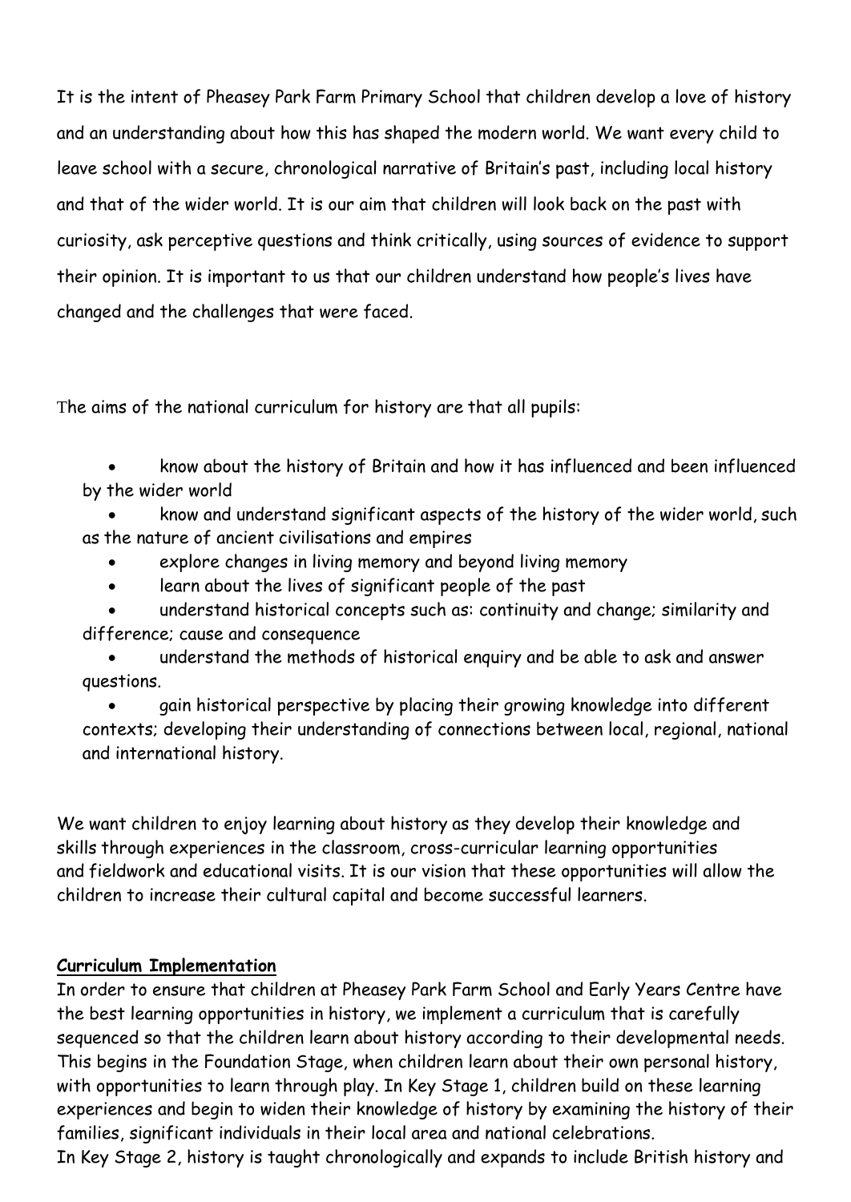It is the intent of Pheasey Park Farm Primary School that children develop a love of history and an understanding about how this has shaped the modern world. We want every child to leave school with a secure, chronological narrative of Britain's past, including local history and that of the wider world. It is our aim that children will look back on the past with curiosity, ask perceptive questions and think critically, using sources of evidence to support their opinion. It is important to us that our children understand how people's lives have changed and the challenges that were faced.

The aims of the national curriculum for history are that all pupils:

- know about the history of Britain and how it has influenced and been influenced by the wider world
- know and understand significant aspects of the history of the wider world, such as the nature of ancient civilisations and empires
- explore changes in living memory and beyond living memory
- learn about the lives of significant people of the past
- understand historical concepts such as: continuity and change; similarity and difference; cause and consequence
- understand the methods of historical enquiry and be able to ask and answer questions.
- gain historical perspective by placing their growing knowledge into different contexts; developing their understanding of connections between local, regional, national and international history.

We want children to enjoy learning about history as they develop their knowledge and skills through experiences in the classroom, cross-curricular learning opportunities and fieldwork and educational visits. It is our vision that these opportunities will allow the children to increase their cultural capital and become successful learners.

**Curriculum Implementation**

In order to ensure that children at Pheasey Park Farm School and Early Years Centre have the best learning opportunities in history, we implement a curriculum that is carefully sequenced so that the children learn about history according to their developmental needs. This begins in the Foundation Stage, when children learn about their own personal history, with opportunities to learn through play. In Key Stage 1, children build on these learning experiences and begin to widen their knowledge of history by examining the history of their families, significant individuals in their local area and national celebrations.
In Key Stage 2, history is taught chronologically and expands to include British history and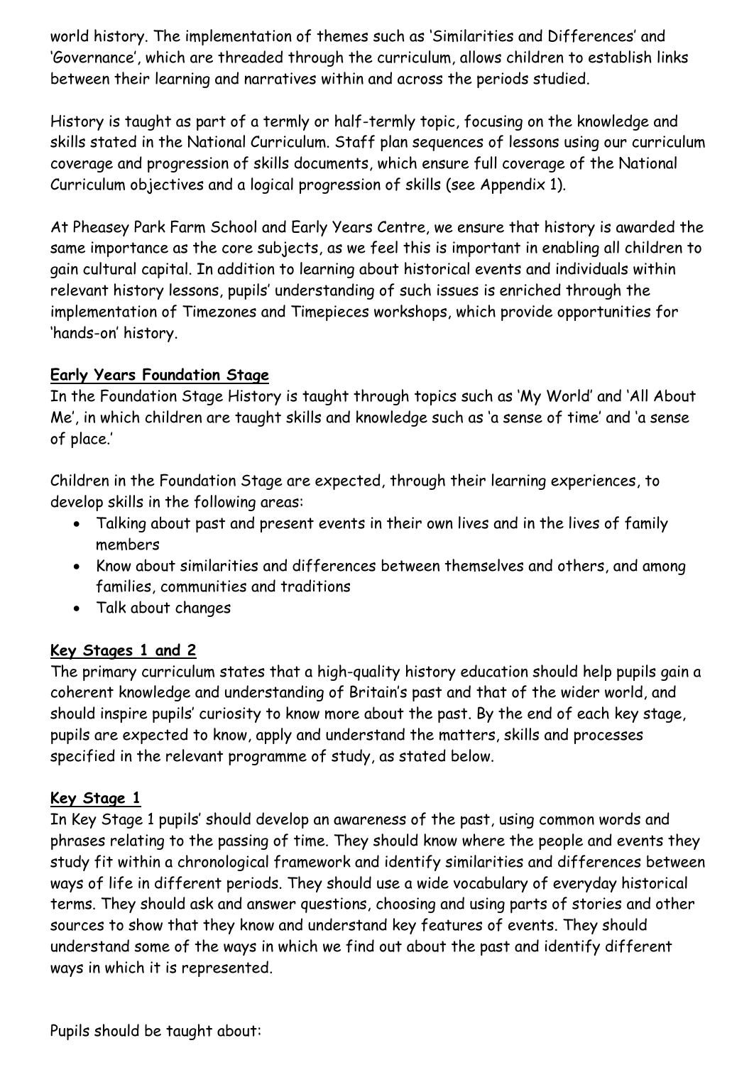world history. The implementation of themes such as 'Similarities and Differences' and 'Governance', which are threaded through the curriculum, allows children to establish links between their learning and narratives within and across the periods studied.

History is taught as part of a termly or half-termly topic, focusing on the knowledge and skills stated in the National Curriculum. Staff plan sequences of lessons using our curriculum coverage and progression of skills documents, which ensure full coverage of the National Curriculum objectives and a logical progression of skills (see Appendix 1).

At Pheasey Park Farm School and Early Years Centre, we ensure that history is awarded the same importance as the core subjects, as we feel this is important in enabling all children to gain cultural capital. In addition to learning about historical events and individuals within relevant history lessons, pupils' understanding of such issues is enriched through the implementation of Timezones and Timepieces workshops, which provide opportunities for 'hands-on' history.

**Early Years Foundation Stage**

In the Foundation Stage History is taught through topics such as 'My World' and 'All About Me', in which children are taught skills and knowledge such as 'a sense of time' and 'a sense of place.'

Children in the Foundation Stage are expected, through their learning experiences, to develop skills in the following areas:

- Talking about past and present events in their own lives and in the lives of family members
- Know about similarities and differences between themselves and others, and among families, communities and traditions
- Talk about changes

**Key Stages 1 and 2**

The primary curriculum states that a high-quality history education should help pupils gain a coherent knowledge and understanding of Britain's past and that of the wider world, and should inspire pupils' curiosity to know more about the past. By the end of each key stage, pupils are expected to know, apply and understand the matters, skills and processes specified in the relevant programme of study, as stated below.

**Key Stage 1**

In Key Stage 1 pupils' should develop an awareness of the past, using common words and phrases relating to the passing of time. They should know where the people and events they study fit within a chronological framework and identify similarities and differences between ways of life in different periods. They should use a wide vocabulary of everyday historical terms. They should ask and answer questions, choosing and using parts of stories and other sources to show that they know and understand key features of events. They should understand some of the ways in which we find out about the past and identify different ways in which it is represented.

Pupils should be taught about: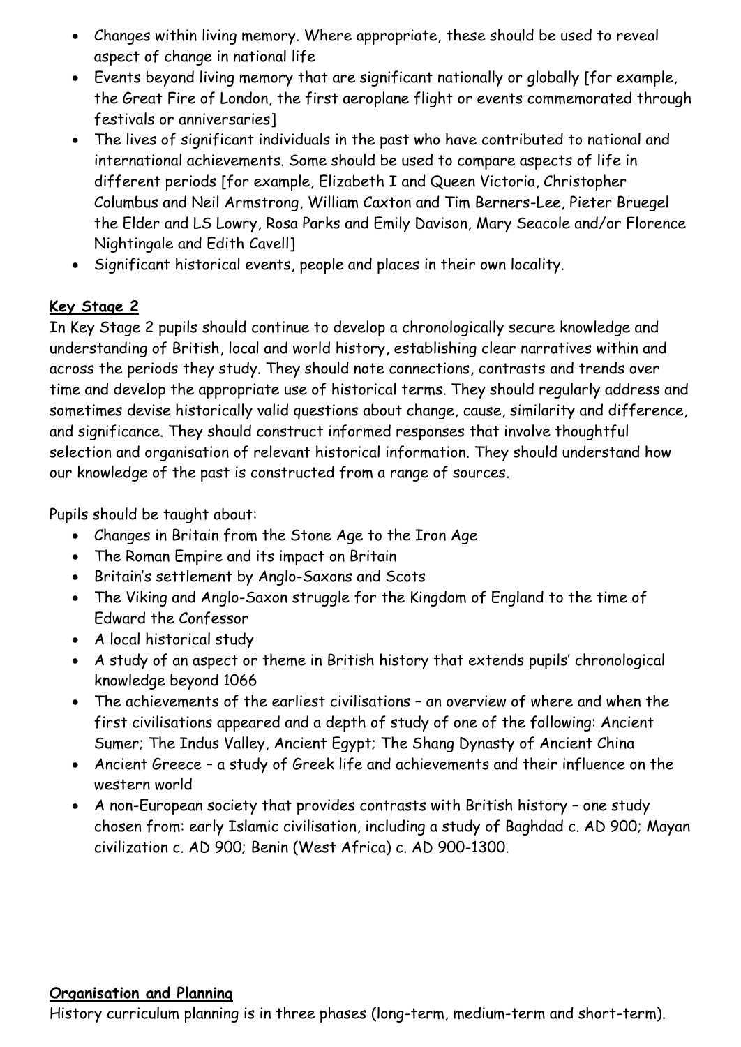- Changes within living memory. Where appropriate, these should be used to reveal aspect of change in national life
- Events beyond living memory that are significant nationally or globally [for example, the Great Fire of London, the first aeroplane flight or events commemorated through festivals or anniversaries]
- The lives of significant individuals in the past who have contributed to national and international achievements. Some should be used to compare aspects of life in different periods [for example, Elizabeth I and Queen Victoria, Christopher Columbus and Neil Armstrong, William Caxton and Tim Berners-Lee, Pieter Bruegel the Elder and LS Lowry, Rosa Parks and Emily Davison, Mary Seacole and/or Florence Nightingale and Edith Cavell]
- Significant historical events, people and places in their own locality.

## Key Stage 2

In Key Stage 2 pupils should continue to develop a chronologically secure knowledge and understanding of British, local and world history, establishing clear narratives within and across the periods they study. They should note connections, contrasts and trends over time and develop the appropriate use of historical terms. They should regularly address and sometimes devise historically valid questions about change, cause, similarity and difference, and significance. They should construct informed responses that involve thoughtful selection and organisation of relevant historical information. They should understand how our knowledge of the past is constructed from a range of sources.

Pupils should be taught about:

- Changes in Britain from the Stone Age to the Iron Age
- The Roman Empire and its impact on Britain
- Britain's settlement by Anglo-Saxons and Scots
- The Viking and Anglo-Saxon struggle for the Kingdom of England to the time of Edward the Confessor
- A local historical study
- A study of an aspect or theme in British history that extends pupils' chronological knowledge beyond 1066
- The achievements of the earliest civilisations – an overview of where and when the first civilisations appeared and a depth of study of one of the following: Ancient Sumer; The Indus Valley, Ancient Egypt; The Shang Dynasty of Ancient China
- Ancient Greece – a study of Greek life and achievements and their influence on the western world
- A non-European society that provides contrasts with British history – one study chosen from: early Islamic civilisation, including a study of Baghdad c. AD 900; Mayan civilization c. AD 900; Benin (West Africa) c. AD 900-1300.

## Organisation and Planning

History curriculum planning is in three phases (long-term, medium-term and short-term).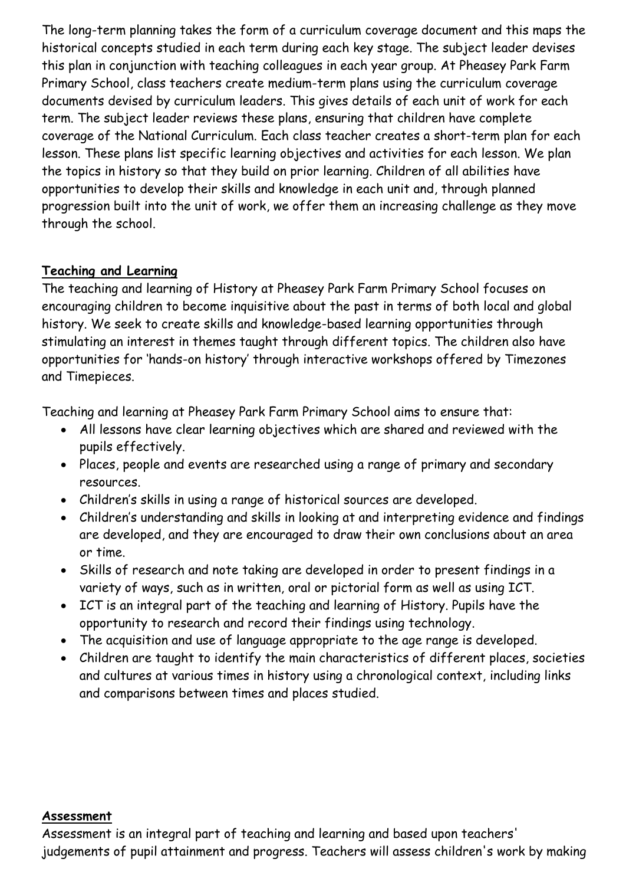The long-term planning takes the form of a curriculum coverage document and this maps the historical concepts studied in each term during each key stage. The subject leader devises this plan in conjunction with teaching colleagues in each year group. At Pheasey Park Farm Primary School, class teachers create medium-term plans using the curriculum coverage documents devised by curriculum leaders. This gives details of each unit of work for each term. The subject leader reviews these plans, ensuring that children have complete coverage of the National Curriculum. Each class teacher creates a short-term plan for each lesson. These plans list specific learning objectives and activities for each lesson. We plan the topics in history so that they build on prior learning. Children of all abilities have opportunities to develop their skills and knowledge in each unit and, through planned progression built into the unit of work, we offer them an increasing challenge as they move through the school.

## Teaching and Learning

The teaching and learning of History at Pheasey Park Farm Primary School focuses on encouraging children to become inquisitive about the past in terms of both local and global history. We seek to create skills and knowledge-based learning opportunities through stimulating an interest in themes taught through different topics. The children also have opportunities for 'hands-on history' through interactive workshops offered by Timezones and Timepieces.

Teaching and learning at Pheasey Park Farm Primary School aims to ensure that:

- All lessons have clear learning objectives which are shared and reviewed with the pupils effectively.
- Places, people and events are researched using a range of primary and secondary resources.
- Children's skills in using a range of historical sources are developed.
- Children's understanding and skills in looking at and interpreting evidence and findings are developed, and they are encouraged to draw their own conclusions about an area or time.
- Skills of research and note taking are developed in order to present findings in a variety of ways, such as in written, oral or pictorial form as well as using ICT.
- ICT is an integral part of the teaching and learning of History. Pupils have the opportunity to research and record their findings using technology.
- The acquisition and use of language appropriate to the age range is developed.
- Children are taught to identify the main characteristics of different places, societies and cultures at various times in history using a chronological context, including links and comparisons between times and places studied.

## Assessment

Assessment is an integral part of teaching and learning and based upon teachers' judgements of pupil attainment and progress. Teachers will assess children's work by making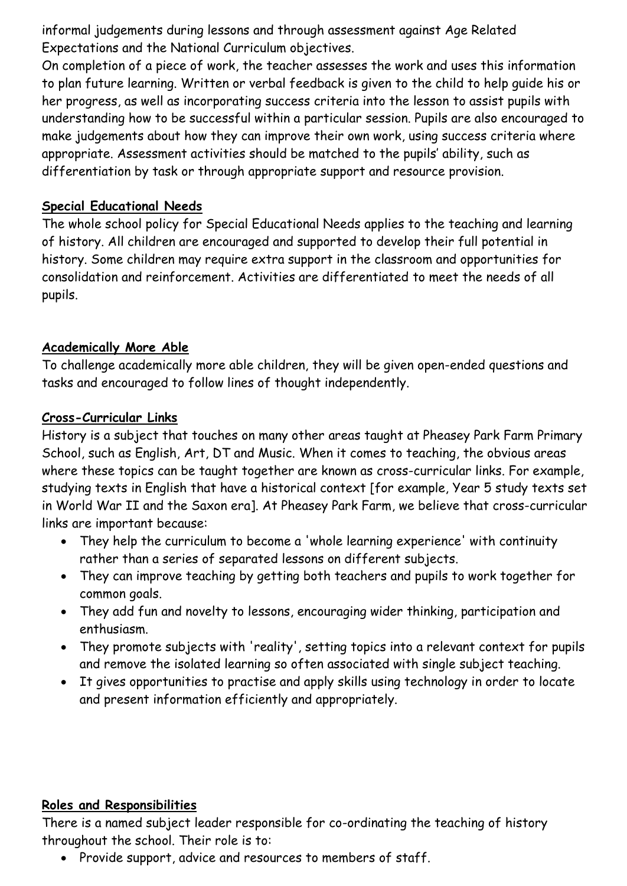informal judgements during lessons and through assessment against Age Related Expectations and the National Curriculum objectives.

On completion of a piece of work, the teacher assesses the work and uses this information to plan future learning. Written or verbal feedback is given to the child to help guide his or her progress, as well as incorporating success criteria into the lesson to assist pupils with understanding how to be successful within a particular session. Pupils are also encouraged to make judgements about how they can improve their own work, using success criteria where appropriate. Assessment activities should be matched to the pupils' ability, such as differentiation by task or through appropriate support and resource provision.

## Special Educational Needs

The whole school policy for Special Educational Needs applies to the teaching and learning of history. All children are encouraged and supported to develop their full potential in history. Some children may require extra support in the classroom and opportunities for consolidation and reinforcement. Activities are differentiated to meet the needs of all pupils.

## Academically More Able

To challenge academically more able children, they will be given open-ended questions and tasks and encouraged to follow lines of thought independently.

## Cross-Curricular Links

History is a subject that touches on many other areas taught at Pheasey Park Farm Primary School, such as English, Art, DT and Music. When it comes to teaching, the obvious areas where these topics can be taught together are known as cross-curricular links. For example, studying texts in English that have a historical context [for example, Year 5 study texts set in World War II and the Saxon era]. At Pheasey Park Farm, we believe that cross-curricular links are important because:

- They help the curriculum to become a 'whole learning experience' with continuity rather than a series of separated lessons on different subjects.
- They can improve teaching by getting both teachers and pupils to work together for common goals.
- They add fun and novelty to lessons, encouraging wider thinking, participation and enthusiasm.
- They promote subjects with 'reality', setting topics into a relevant context for pupils and remove the isolated learning so often associated with single subject teaching.
- It gives opportunities to practise and apply skills using technology in order to locate and present information efficiently and appropriately.

## Roles and Responsibilities

There is a named subject leader responsible for co-ordinating the teaching of history throughout the school. Their role is to:

- Provide support, advice and resources to members of staff.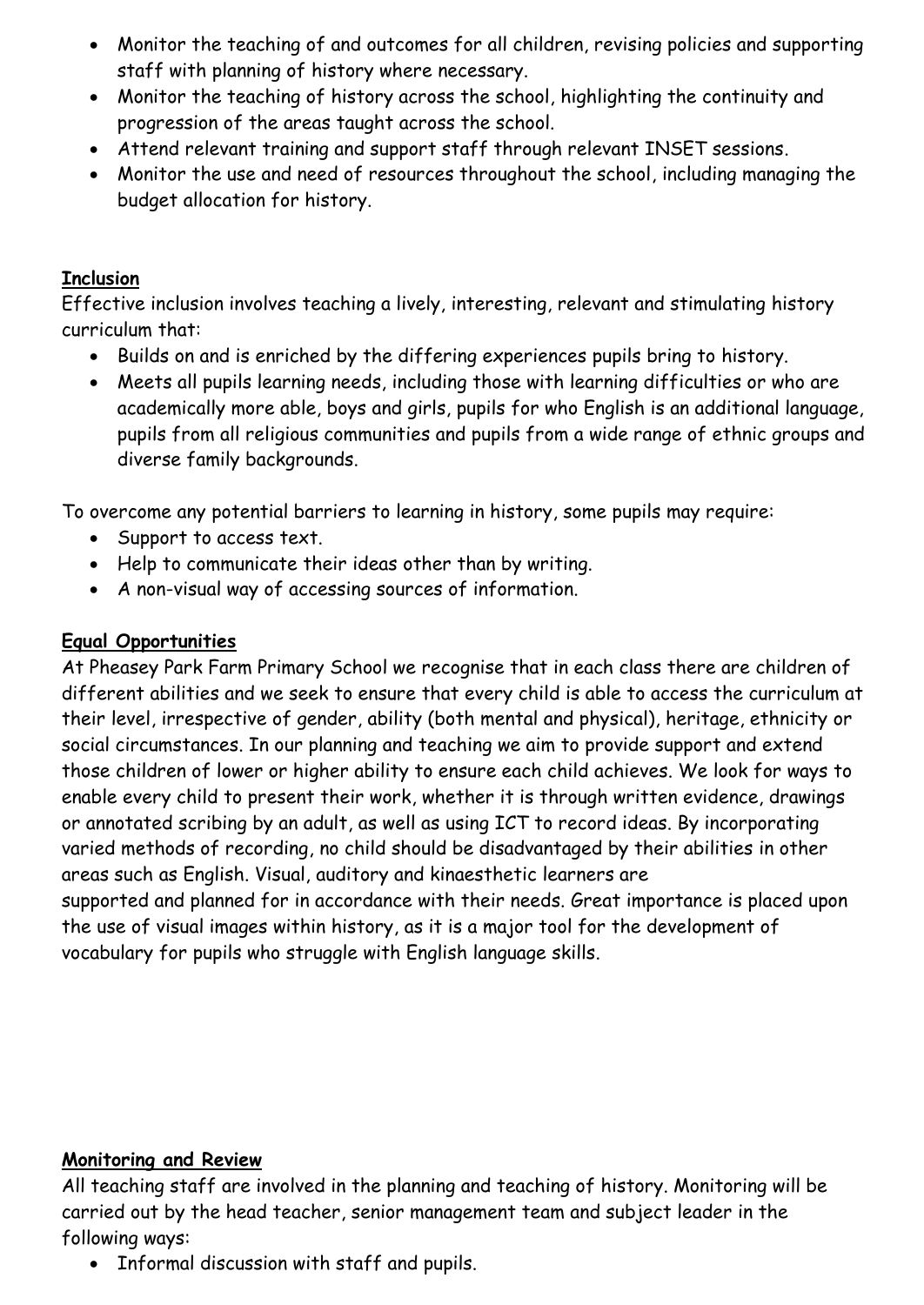- Monitor the teaching of and outcomes for all children, revising policies and supporting staff with planning of history where necessary.
- Monitor the teaching of history across the school, highlighting the continuity and progression of the areas taught across the school.
- Attend relevant training and support staff through relevant INSET sessions.
- Monitor the use and need of resources throughout the school, including managing the budget allocation for history.

**Inclusion**

Effective inclusion involves teaching a lively, interesting, relevant and stimulating history curriculum that:

- Builds on and is enriched by the differing experiences pupils bring to history.
- Meets all pupils learning needs, including those with learning difficulties or who are academically more able, boys and girls, pupils for who English is an additional language, pupils from all religious communities and pupils from a wide range of ethnic groups and diverse family backgrounds.

To overcome any potential barriers to learning in history, some pupils may require:

- Support to access text.
- Help to communicate their ideas other than by writing.
- A non-visual way of accessing sources of information.

**Equal Opportunities**

At Pheasey Park Farm Primary School we recognise that in each class there are children of different abilities and we seek to ensure that every child is able to access the curriculum at their level, irrespective of gender, ability (both mental and physical), heritage, ethnicity or social circumstances. In our planning and teaching we aim to provide support and extend those children of lower or higher ability to ensure each child achieves. We look for ways to enable every child to present their work, whether it is through written evidence, drawings or annotated scribing by an adult, as well as using ICT to record ideas. By incorporating varied methods of recording, no child should be disadvantaged by their abilities in other areas such as English. Visual, auditory and kinaesthetic learners are supported and planned for in accordance with their needs. Great importance is placed upon the use of visual images within history, as it is a major tool for the development of vocabulary for pupils who struggle with English language skills.

**Monitoring and Review**

All teaching staff are involved in the planning and teaching of history. Monitoring will be carried out by the head teacher, senior management team and subject leader in the following ways:

- Informal discussion with staff and pupils.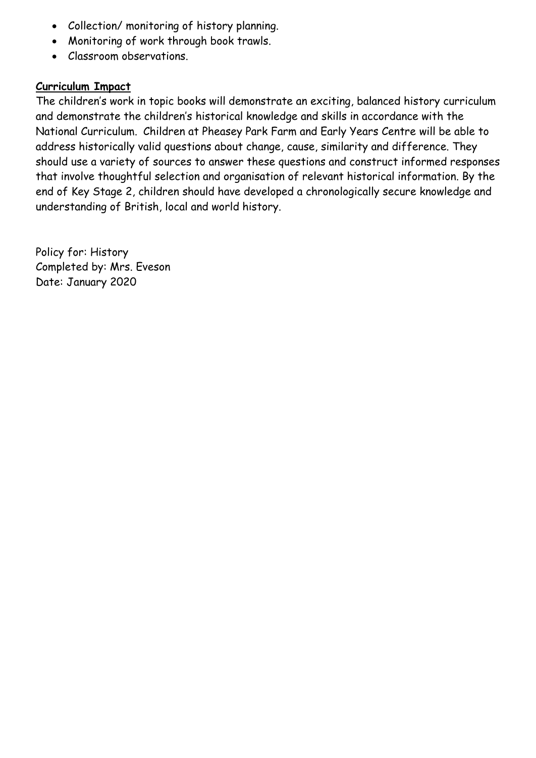- Collection/ monitoring of history planning.
- Monitoring of work through book trawls.
- Classroom observations.

**Curriculum Impact**

The children's work in topic books will demonstrate an exciting, balanced history curriculum and demonstrate the children's historical knowledge and skills in accordance with the National Curriculum. Children at Pheasey Park Farm and Early Years Centre will be able to address historically valid questions about change, cause, similarity and difference. They should use a variety of sources to answer these questions and construct informed responses that involve thoughtful selection and organisation of relevant historical information. By the end of Key Stage 2, children should have developed a chronologically secure knowledge and understanding of British, local and world history.

Policy for: History
Completed by: Mrs. Eveson
Date: January 2020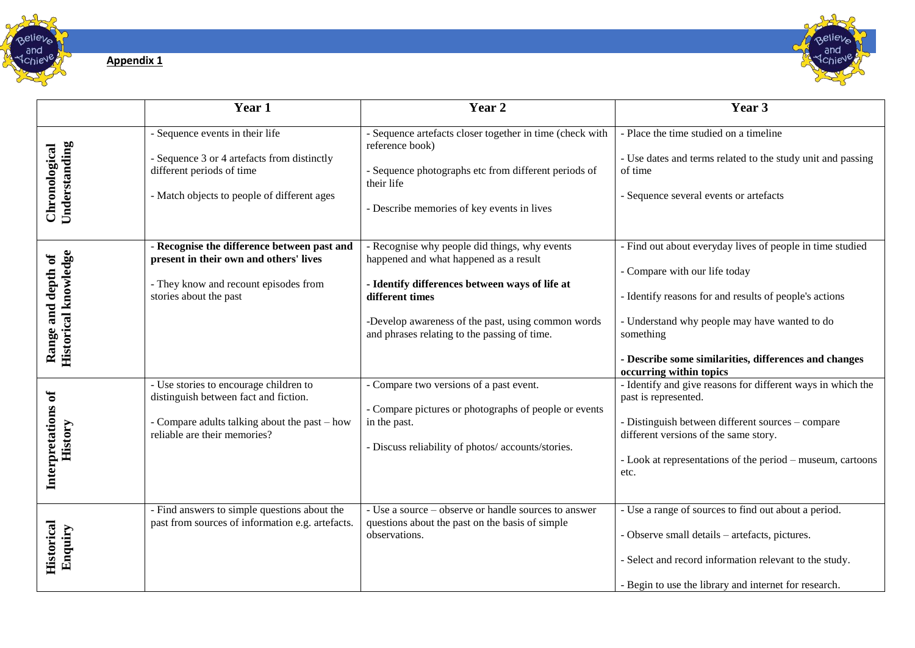**Appendix 1**

| | Year 1 | Year 2 | Year 3 |
|---|---|---|---|
| **Chronological Understanding** | - Sequence events in their life<br><br>- Sequence 3 or 4 artefacts from distinctly different periods of time<br><br>- Match objects to people of different ages | - Sequence artefacts closer together in time (check with reference book)<br><br>- Sequence photographs etc from different periods of their life<br><br>- Describe memories of key events in lives | - Place the time studied on a timeline<br><br>- Use dates and terms related to the study unit and passing of time<br><br>- Sequence several events or artefacts |
| **Range and depth of Historical knowledge** | **- Recognise the difference between past and present in their own and others' lives**<br><br>- They know and recount episodes from stories about the past | - Recognise why people did things, why events happened and what happened as a result<br><br>**- Identify differences between ways of life at different times**<br><br>-Develop awareness of the past, using common words and phrases relating to the passing of time. | - Find out about everyday lives of people in time studied<br><br>- Compare with our life today<br><br>- Identify reasons for and results of people's actions<br><br>- Understand why people may have wanted to do something<br><br>**- Describe some similarities, differences and changes occurring within topics** |
| **Interpretations of History** | - Use stories to encourage children to distinguish between fact and fiction.<br><br>- Compare adults talking about the past – how reliable are their memories? | - Compare two versions of a past event.<br><br>- Compare pictures or photographs of people or events in the past.<br><br>- Discuss reliability of photos/ accounts/stories. | - Identify and give reasons for different ways in which the past is represented.<br><br>- Distinguish between different sources – compare different versions of the same story.<br><br>- Look at representations of the period – museum, cartoons etc. |
| **Historical Enquiry** | - Find answers to simple questions about the past from sources of information e.g. artefacts. | - Use a source – observe or handle sources to answer questions about the past on the basis of simple observations. | - Use a range of sources to find out about a period.<br><br>- Observe small details – artefacts, pictures.<br><br>- Select and record information relevant to the study.<br><br>- Begin to use the library and internet for research. |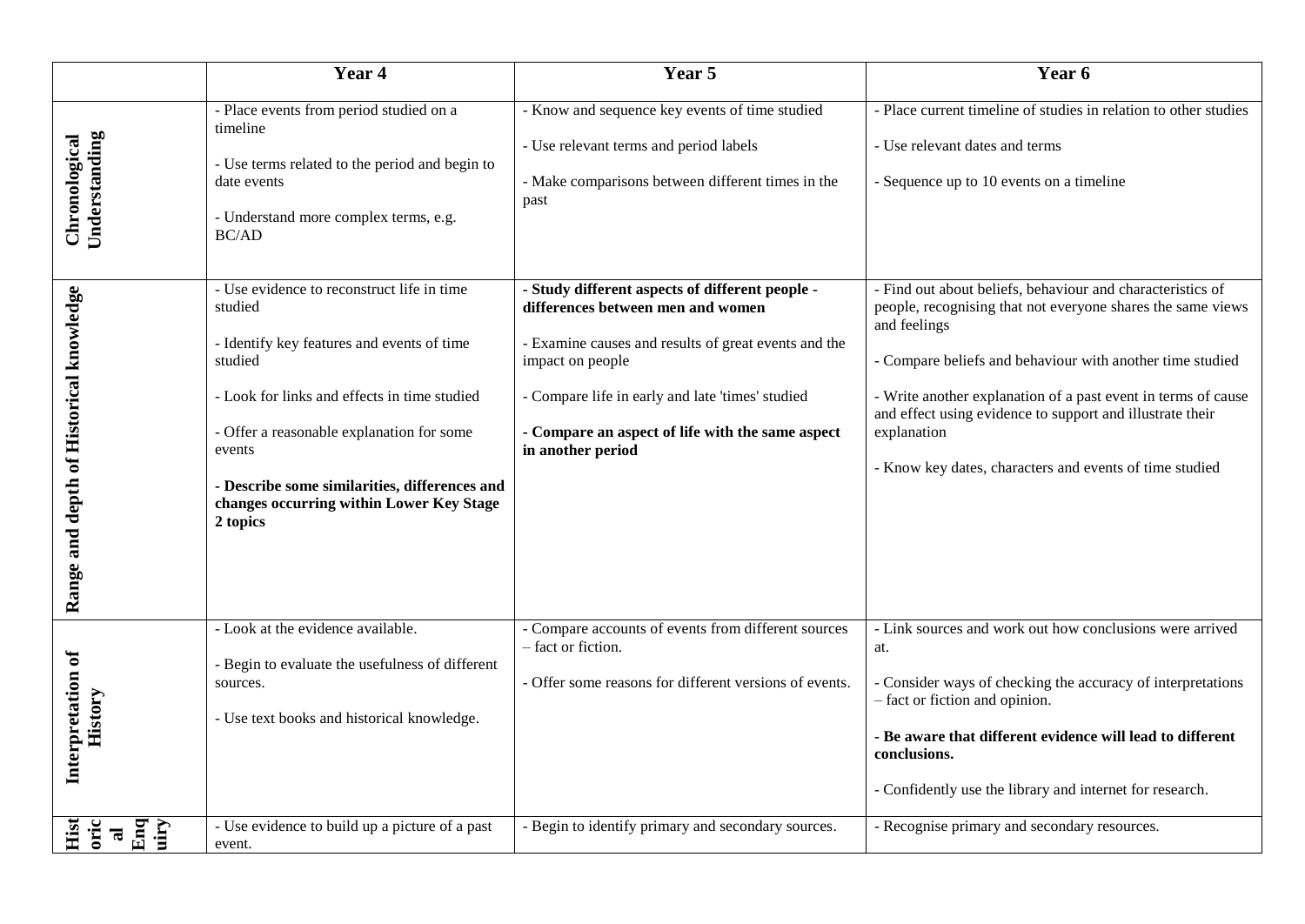| | Year 4 | Year 5 | Year 6 |
|---|---|---|---|
| **Chronological Understanding** | - Place events from period studied on a timeline<br><br>- Use terms related to the period and begin to date events<br><br>- Understand more complex terms, e.g. BC/AD | - Know and sequence key events of time studied<br><br>- Use relevant terms and period labels<br><br>- Make comparisons between different times in the past | - Place current timeline of studies in relation to other studies<br><br>- Use relevant dates and terms<br><br>- Sequence up to 10 events on a timeline |
| **Range and depth of Historical knowledge** | - Use evidence to reconstruct life in time studied<br><br>- Identify key features and events of time studied<br><br>- Look for links and effects in time studied<br><br>- Offer a reasonable explanation for some events<br><br>**- Describe some similarities, differences and changes occurring within Lower Key Stage 2 topics** | **- Study different aspects of different people - differences between men and women**<br><br>- Examine causes and results of great events and the impact on people<br><br>- Compare life in early and late 'times' studied<br><br>**- Compare an aspect of life with the same aspect in another period** | - Find out about beliefs, behaviour and characteristics of people, recognising that not everyone shares the same views and feelings<br><br>- Compare beliefs and behaviour with another time studied<br><br>- Write another explanation of a past event in terms of cause and effect using evidence to support and illustrate their explanation<br><br>- Know key dates, characters and events of time studied |
| **Interpretation of History** | - Look at the evidence available.<br><br>- Begin to evaluate the usefulness of different sources.<br><br>- Use text books and historical knowledge. | - Compare accounts of events from different sources – fact or fiction.<br><br>- Offer some reasons for different versions of events. | - Link sources and work out how conclusions were arrived at.<br><br>- Consider ways of checking the accuracy of interpretations – fact or fiction and opinion.<br><br>**- Be aware that different evidence will lead to different conclusions.**<br><br>- Confidently use the library and internet for research. |
| **Historical Enquiry** | - Use evidence to build up a picture of a past event. | - Begin to identify primary and secondary sources. | - Recognise primary and secondary resources. |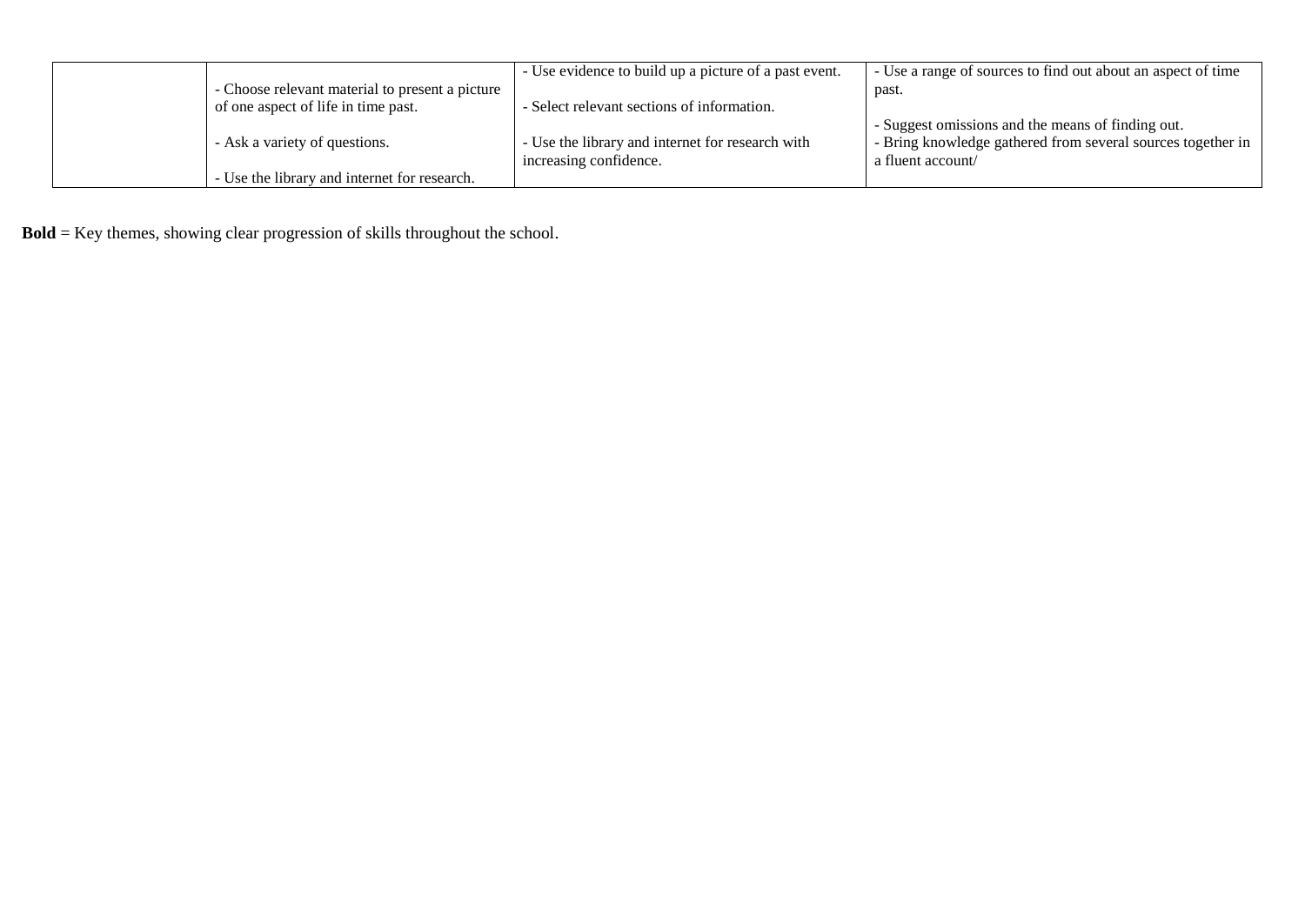| | | | |
|---|---|---|---|
| | - Choose relevant material to present a picture of one aspect of life in time past.<br><br>- Ask a variety of questions.<br><br>- Use the library and internet for research. | - Use evidence to build up a picture of a past event.<br><br>- Select relevant sections of information.<br><br>- Use the library and internet for research with increasing confidence. | - Use a range of sources to find out about an aspect of time past.<br><br>- Suggest omissions and the means of finding out.<br>- Bring knowledge gathered from several sources together in a fluent account/ |

**Bold** = Key themes, showing clear progression of skills throughout the school.